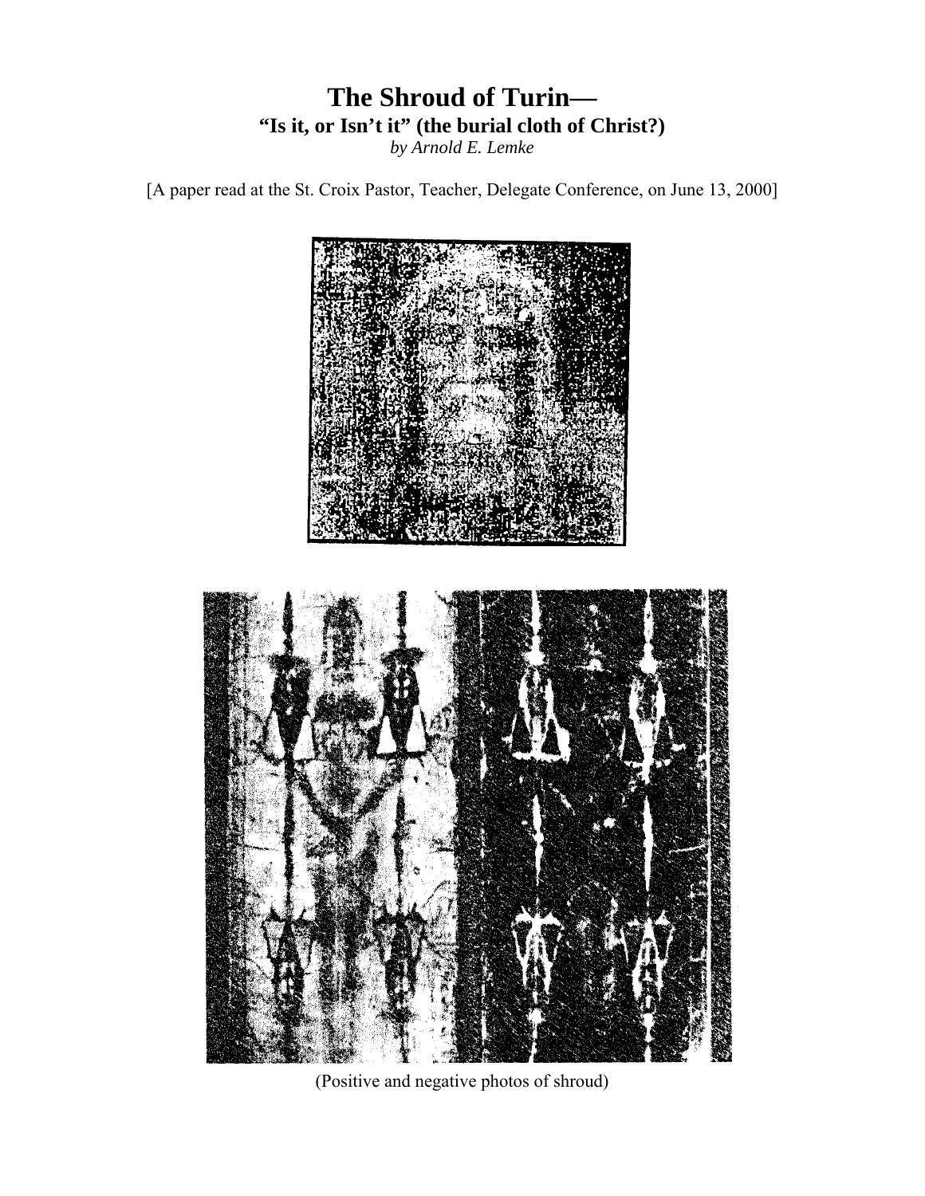# The Shroud of Turin—

## "Is it, or Isn't it" (the burial cloth of Christ?)

*by Arnold E. Lemke*

[A paper read at the St. Croix Pastor, Teacher, Delegate Conference, on June 13, 2000]

(Positive and negative photos of shroud)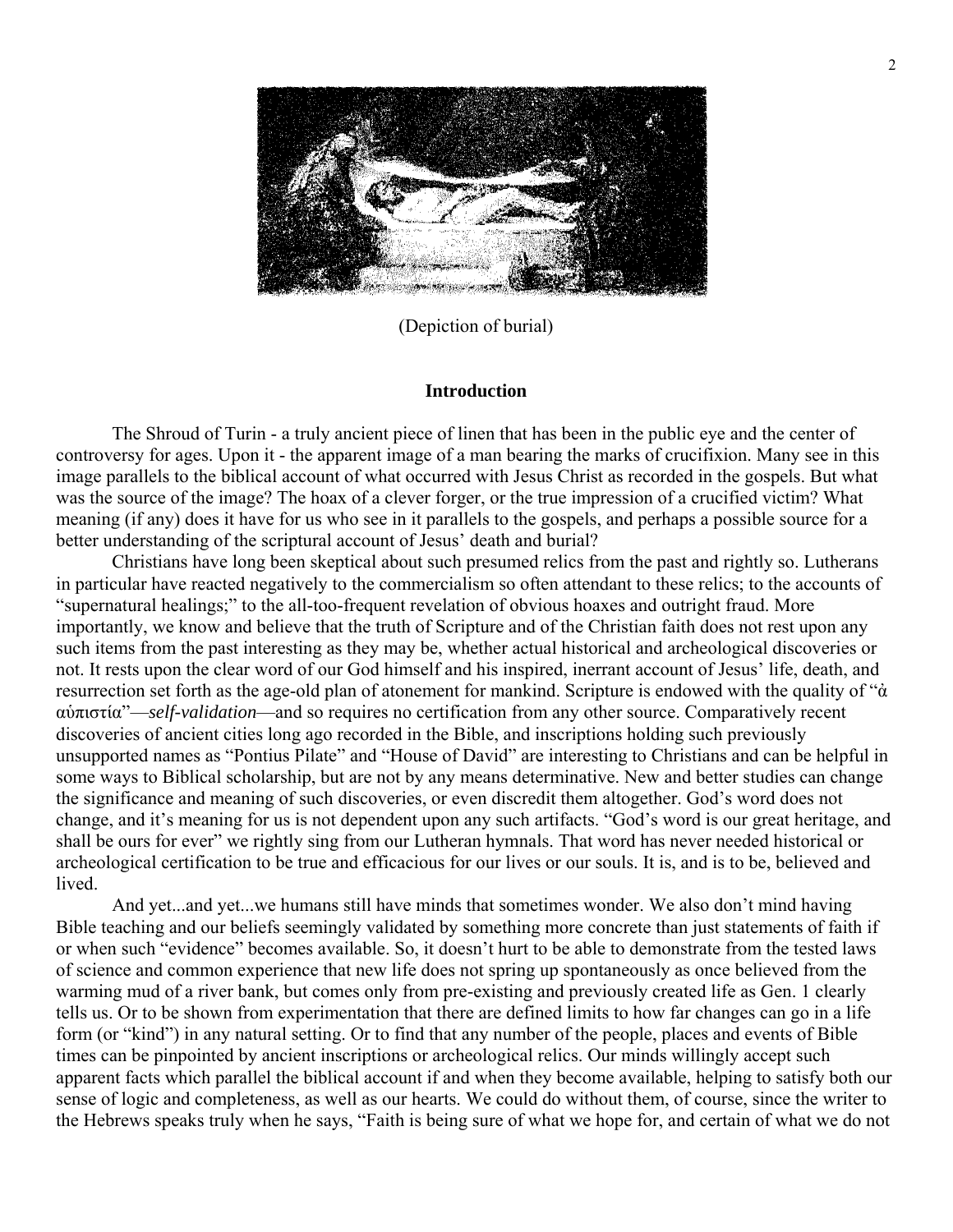(Depiction of burial)

## Introduction

The Shroud of Turin - a truly ancient piece of linen that has been in the public eye and the center of controversy for ages. Upon it - the apparent image of a man bearing the marks of crucifixion. Many see in this image parallels to the biblical account of what occurred with Jesus Christ as recorded in the gospels. But what was the source of the image? The hoax of a clever forger, or the true impression of a crucified victim? What meaning (if any) does it have for us who see in it parallels to the gospels, and perhaps a possible source for a better understanding of the scriptural account of Jesus' death and burial?

Christians have long been skeptical about such presumed relics from the past and rightly so. Lutherans in particular have reacted negatively to the commercialism so often attendant to these relics; to the accounts of "supernatural healings;" to the all-too-frequent revelation of obvious hoaxes and outright fraud. More importantly, we know and believe that the truth of Scripture and of the Christian faith does not rest upon any such items from the past interesting as they may be, whether actual historical and archeological discoveries or not. It rests upon the clear word of our God himself and his inspired, inerrant account of Jesus' life, death, and resurrection set forth as the age-old plan of atonement for mankind. Scripture is endowed with the quality of "ἀ αὐπιστία"—*self-validation*—and so requires no certification from any other source. Comparatively recent discoveries of ancient cities long ago recorded in the Bible, and inscriptions holding such previously unsupported names as "Pontius Pilate" and "House of David" are interesting to Christians and can be helpful in some ways to Biblical scholarship, but are not by any means determinative. New and better studies can change the significance and meaning of such discoveries, or even discredit them altogether. God's word does not change, and it's meaning for us is not dependent upon any such artifacts. "God's word is our great heritage, and shall be ours for ever" we rightly sing from our Lutheran hymnals. That word has never needed historical or archeological certification to be true and efficacious for our lives or our souls. It is, and is to be, believed and lived.

And yet...and yet...we humans still have minds that sometimes wonder. We also don't mind having Bible teaching and our beliefs seemingly validated by something more concrete than just statements of faith if or when such "evidence" becomes available. So, it doesn't hurt to be able to demonstrate from the tested laws of science and common experience that new life does not spring up spontaneously as once believed from the warming mud of a river bank, but comes only from pre-existing and previously created life as Gen. 1 clearly tells us. Or to be shown from experimentation that there are defined limits to how far changes can go in a life form (or "kind") in any natural setting. Or to find that any number of the people, places and events of Bible times can be pinpointed by ancient inscriptions or archeological relics. Our minds willingly accept such apparent facts which parallel the biblical account if and when they become available, helping to satisfy both our sense of logic and completeness, as well as our hearts. We could do without them, of course, since the writer to the Hebrews speaks truly when he says, "Faith is being sure of what we hope for, and certain of what we do not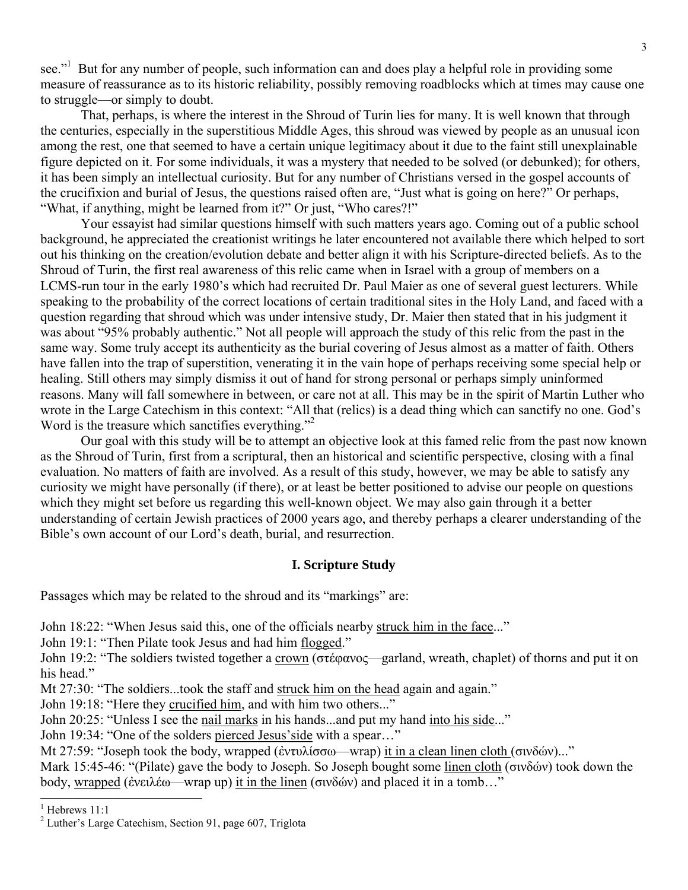see."[1] But for any number of people, such information can and does play a helpful role in providing some measure of reassurance as to its historic reliability, possibly removing roadblocks which at times may cause one to struggle—or simply to doubt.

That, perhaps, is where the interest in the Shroud of Turin lies for many. It is well known that through the centuries, especially in the superstitious Middle Ages, this shroud was viewed by people as an unusual icon among the rest, one that seemed to have a certain unique legitimacy about it due to the faint still unexplainable figure depicted on it. For some individuals, it was a mystery that needed to be solved (or debunked); for others, it has been simply an intellectual curiosity. But for any number of Christians versed in the gospel accounts of the crucifixion and burial of Jesus, the questions raised often are, "Just what is going on here?" Or perhaps, "What, if anything, might be learned from it?" Or just, "Who cares?!"

Your essayist had similar questions himself with such matters years ago. Coming out of a public school background, he appreciated the creationist writings he later encountered not available there which helped to sort out his thinking on the creation/evolution debate and better align it with his Scripture-directed beliefs. As to the Shroud of Turin, the first real awareness of this relic came when in Israel with a group of members on a LCMS-run tour in the early 1980's which had recruited Dr. Paul Maier as one of several guest lecturers. While speaking to the probability of the correct locations of certain traditional sites in the Holy Land, and faced with a question regarding that shroud which was under intensive study, Dr. Maier then stated that in his judgment it was about "95% probably authentic." Not all people will approach the study of this relic from the past in the same way. Some truly accept its authenticity as the burial covering of Jesus almost as a matter of faith. Others have fallen into the trap of superstition, venerating it in the vain hope of perhaps receiving some special help or healing. Still others may simply dismiss it out of hand for strong personal or perhaps simply uninformed reasons. Many will fall somewhere in between, or care not at all. This may be in the spirit of Martin Luther who wrote in the Large Catechism in this context: "All that (relics) is a dead thing which can sanctify no one. God's Word is the treasure which sanctifies everything."[2]

Our goal with this study will be to attempt an objective look at this famed relic from the past now known as the Shroud of Turin, first from a scriptural, then an historical and scientific perspective, closing with a final evaluation. No matters of faith are involved. As a result of this study, however, we may be able to satisfy any curiosity we might have personally (if there), or at least be better positioned to advise our people on questions which they might set before us regarding this well-known object. We may also gain through it a better understanding of certain Jewish practices of 2000 years ago, and thereby perhaps a clearer understanding of the Bible's own account of our Lord's death, burial, and resurrection.

## I. Scripture Study

Passages which may be related to the shroud and its "markings" are:

John 18:22: "When Jesus said this, one of the officials nearby <u>struck him in the face</u>..."
John 19:1: "Then Pilate took Jesus and had him <u>flogged</u>."
John 19:2: "The soldiers twisted together a <u>crown</u> (στέφανος—garland, wreath, chaplet) of thorns and put it on his head."
Mt 27:30: "The soldiers...took the staff and <u>struck him on the head</u> again and again."
John 19:18: "Here they <u>crucified him</u>, and with him two others..."
John 20:25: "Unless I see the <u>nail marks</u> in his hands...and put my hand <u>into his side</u>..."
John 19:34: "One of the solders <u>pierced Jesus'side</u> with a spear…"
Mt 27:59: "Joseph took the body, wrapped (ἐντυλίσσω—wrap) <u>it in a clean linen cloth</u> (σινδών)..."
Mark 15:45-46: "(Pilate) gave the body to Joseph. So Joseph bought some <u>linen cloth</u> (σινδών) took down the body, <u>wrapped</u> (ἐνειλέω—wrap up) <u>it in the linen</u> (σινδών) and placed it in a tomb…"

---

[1] Hebrews 11:1
[2] Luther's Large Catechism, Section 91, page 607, Triglota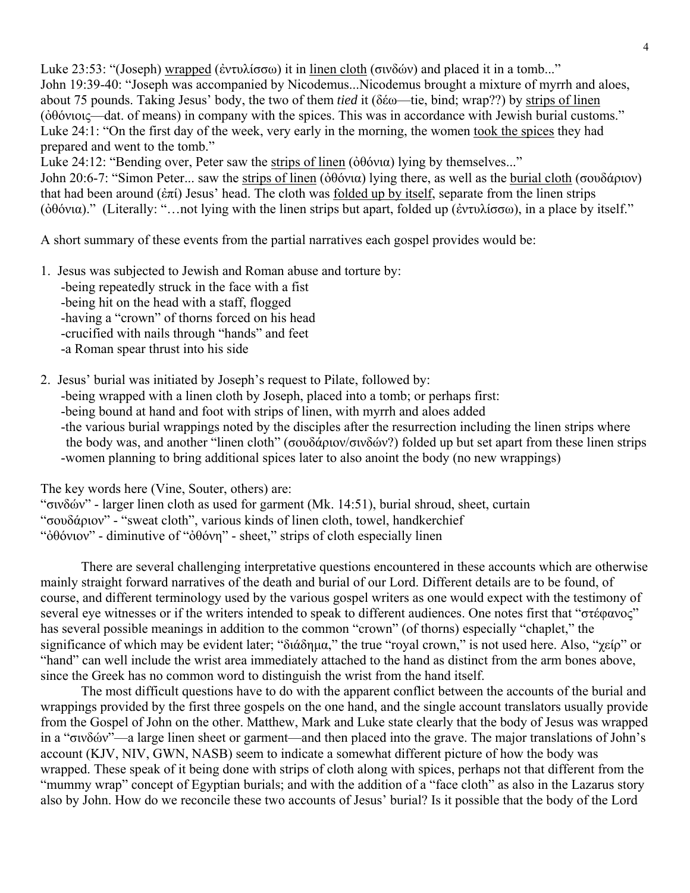Luke 23:53: "(Joseph) wrapped (ἐντυλίσσω) it in linen cloth (σινδών) and placed it in a tomb..."
John 19:39-40: "Joseph was accompanied by Nicodemus...Nicodemus brought a mixture of myrrh and aloes, about 75 pounds. Taking Jesus' body, the two of them *tied* it (δέω—tie, bind; wrap??) by strips of linen (ὀθόνιοις—dat. of means) in company with the spices. This was in accordance with Jewish burial customs."
Luke 24:1: "On the first day of the week, very early in the morning, the women took the spices they had prepared and went to the tomb."
Luke 24:12: "Bending over, Peter saw the strips of linen (ὀθόνια) lying by themselves..."
John 20:6-7: "Simon Peter... saw the strips of linen (ὀθόνια) lying there, as well as the burial cloth (σουδάριον) that had been around (ἐπί) Jesus' head. The cloth was folded up by itself, separate from the linen strips (ὀθόνια)." (Literally: "…not lying with the linen strips but apart, folded up (ἐντυλίσσω), in a place by itself."

A short summary of these events from the partial narratives each gospel provides would be:

1. Jesus was subjected to Jewish and Roman abuse and torture by:
   - being repeatedly struck in the face with a fist
   - being hit on the head with a staff, flogged
   - having a "crown" of thorns forced on his head
   - crucified with nails through "hands" and feet
   - a Roman spear thrust into his side

2. Jesus' burial was initiated by Joseph's request to Pilate, followed by:
   - being wrapped with a linen cloth by Joseph, placed into a tomb; or perhaps first:
   - being bound at hand and foot with strips of linen, with myrrh and aloes added
   - the various burial wrappings noted by the disciples after the resurrection including the linen strips where the body was, and another "linen cloth" (σουδάριον/σινδών?) folded up but set apart from these linen strips
   - women planning to bring additional spices later to also anoint the body (no new wrappings)

The key words here (Vine, Souter, others) are:
"σινδών" - larger linen cloth as used for garment (Mk. 14:51), burial shroud, sheet, curtain
"σουδάριον" - "sweat cloth", various kinds of linen cloth, towel, handkerchief
"ὀθόνιον" - diminutive of "ὀθόνη" - sheet," strips of cloth especially linen

There are several challenging interpretative questions encountered in these accounts which are otherwise mainly straight forward narratives of the death and burial of our Lord. Different details are to be found, of course, and different terminology used by the various gospel writers as one would expect with the testimony of several eye witnesses or if the writers intended to speak to different audiences. One notes first that "στέφανος" has several possible meanings in addition to the common "crown" (of thorns) especially "chaplet," the significance of which may be evident later; "διάδημα," the true "royal crown," is not used here. Also, "χείρ" or "hand" can well include the wrist area immediately attached to the hand as distinct from the arm bones above, since the Greek has no common word to distinguish the wrist from the hand itself.

The most difficult questions have to do with the apparent conflict between the accounts of the burial and wrappings provided by the first three gospels on the one hand, and the single account translators usually provide from the Gospel of John on the other. Matthew, Mark and Luke state clearly that the body of Jesus was wrapped in a "σινδών"—a large linen sheet or garment—and then placed into the grave. The major translations of John's account (KJV, NIV, GWN, NASB) seem to indicate a somewhat different picture of how the body was wrapped. These speak of it being done with strips of cloth along with spices, perhaps not that different from the "mummy wrap" concept of Egyptian burials; and with the addition of a "face cloth" as also in the Lazarus story also by John. How do we reconcile these two accounts of Jesus' burial? Is it possible that the body of the Lord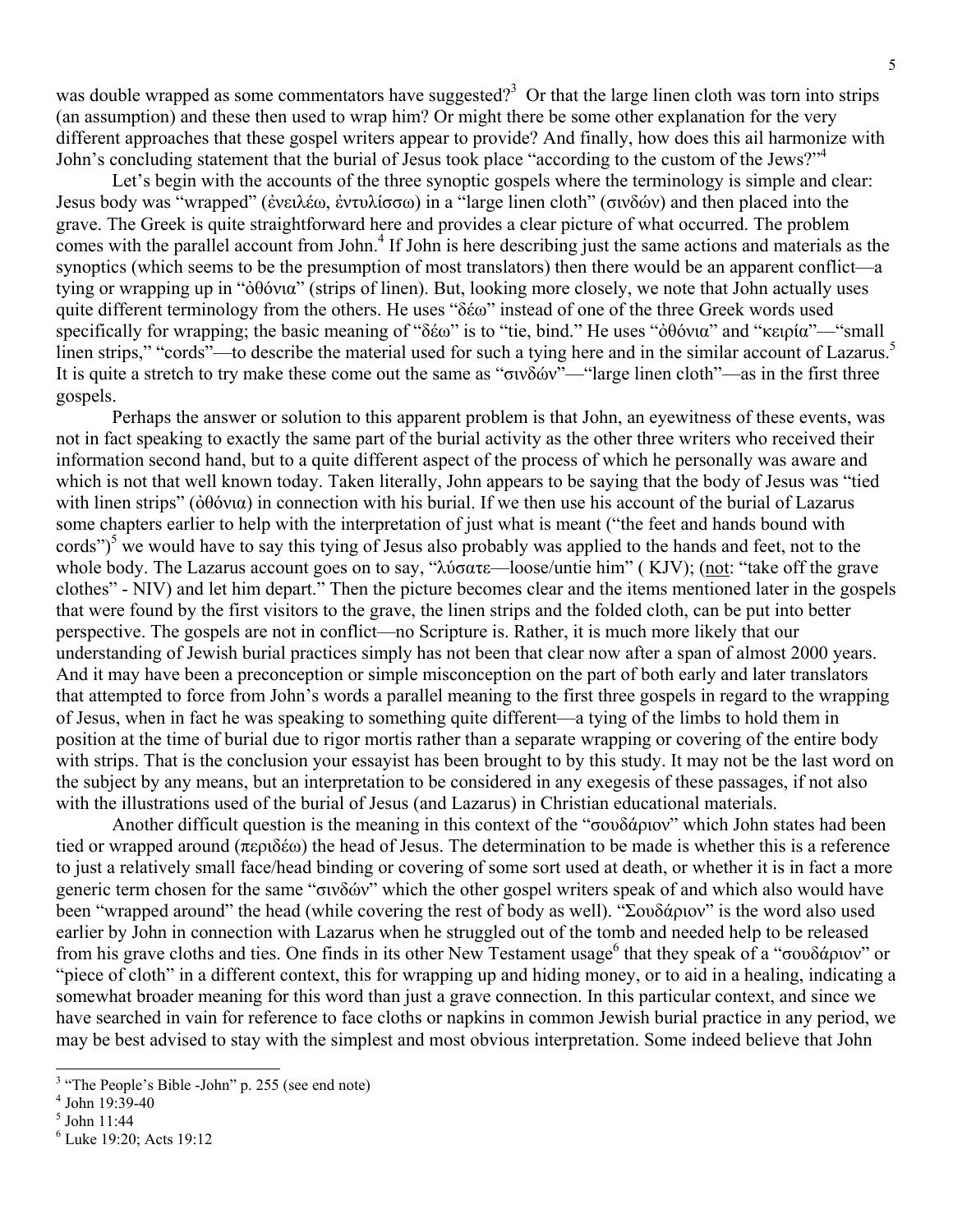was double wrapped as some commentators have suggested?[3] Or that the large linen cloth was torn into strips (an assumption) and these then used to wrap him? Or might there be some other explanation for the very different approaches that these gospel writers appear to provide? And finally, how does this ail harmonize with John's concluding statement that the burial of Jesus took place "according to the custom of the Jews?"[4]

Let's begin with the accounts of the three synoptic gospels where the terminology is simple and clear: Jesus body was "wrapped" (ἐνειλέω, ἐντυλίσσω) in a "large linen cloth" (σινδών) and then placed into the grave. The Greek is quite straightforward here and provides a clear picture of what occurred. The problem comes with the parallel account from John.[4] If John is here describing just the same actions and materials as the synoptics (which seems to be the presumption of most translators) then there would be an apparent conflict—a tying or wrapping up in "ὀθόνια" (strips of linen). But, looking more closely, we note that John actually uses quite different terminology from the others. He uses "δέω" instead of one of the three Greek words used specifically for wrapping; the basic meaning of "δέω" is to "tie, bind." He uses "ὀθόνια" and "κειρία"—"small linen strips," "cords"—to describe the material used for such a tying here and in the similar account of Lazarus.[5] It is quite a stretch to try make these come out the same as "σινδών"—"large linen cloth"—as in the first three gospels.

Perhaps the answer or solution to this apparent problem is that John, an eyewitness of these events, was not in fact speaking to exactly the same part of the burial activity as the other three writers who received their information second hand, but to a quite different aspect of the process of which he personally was aware and which is not that well known today. Taken literally, John appears to be saying that the body of Jesus was "tied with linen strips" (ὀθόνια) in connection with his burial. If we then use his account of the burial of Lazarus some chapters earlier to help with the interpretation of just what is meant ("the feet and hands bound with cords")[5] we would have to say this tying of Jesus also probably was applied to the hands and feet, not to the whole body. The Lazarus account goes on to say, "λύσατε—loose/untie him" ( KJV); (not: "take off the grave clothes" - NIV) and let him depart." Then the picture becomes clear and the items mentioned later in the gospels that were found by the first visitors to the grave, the linen strips and the folded cloth, can be put into better perspective. The gospels are not in conflict—no Scripture is. Rather, it is much more likely that our understanding of Jewish burial practices simply has not been that clear now after a span of almost 2000 years. And it may have been a preconception or simple misconception on the part of both early and later translators that attempted to force from John's words a parallel meaning to the first three gospels in regard to the wrapping of Jesus, when in fact he was speaking to something quite different—a tying of the limbs to hold them in position at the time of burial due to rigor mortis rather than a separate wrapping or covering of the entire body with strips. That is the conclusion your essayist has been brought to by this study. It may not be the last word on the subject by any means, but an interpretation to be considered in any exegesis of these passages, if not also with the illustrations used of the burial of Jesus (and Lazarus) in Christian educational materials.

Another difficult question is the meaning in this context of the "σουδάριον" which John states had been tied or wrapped around (περιδέω) the head of Jesus. The determination to be made is whether this is a reference to just a relatively small face/head binding or covering of some sort used at death, or whether it is in fact a more generic term chosen for the same "σινδών" which the other gospel writers speak of and which also would have been "wrapped around" the head (while covering the rest of body as well). "Σουδάριον" is the word also used earlier by John in connection with Lazarus when he struggled out of the tomb and needed help to be released from his grave cloths and ties. One finds in its other New Testament usage[6] that they speak of a "σουδάριον" or "piece of cloth" in a different context, this for wrapping up and hiding money, or to aid in a healing, indicating a somewhat broader meaning for this word than just a grave connection. In this particular context, and since we have searched in vain for reference to face cloths or napkins in common Jewish burial practice in any period, we may be best advised to stay with the simplest and most obvious interpretation. Some indeed believe that John

---

[3] "The People's Bible -John" p. 255 (see end note)

[4] John 19:39-40

[5] John 11:44

[6] Luke 19:20; Acts 19:12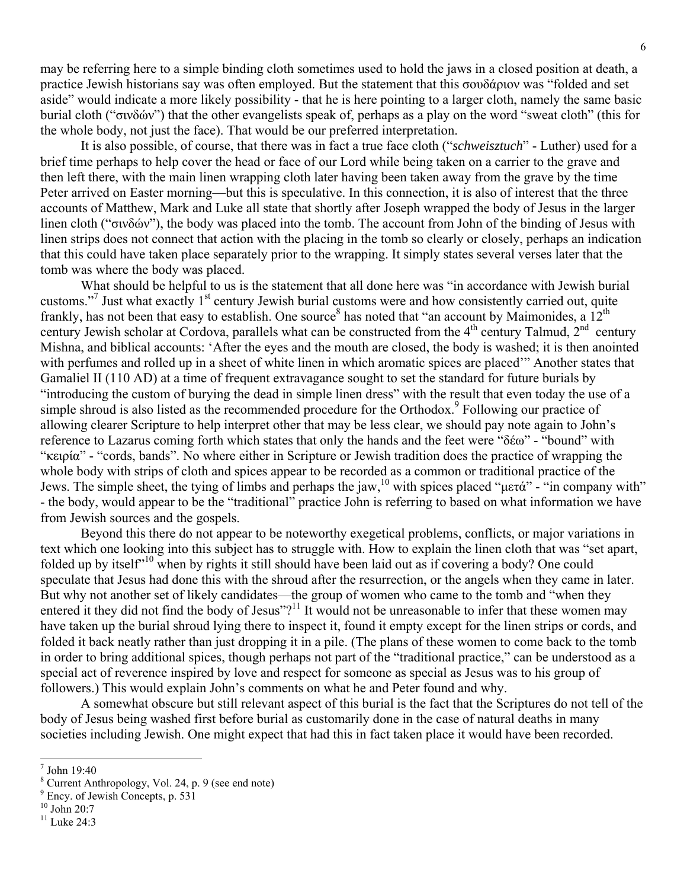may be referring here to a simple binding cloth sometimes used to hold the jaws in a closed position at death, a practice Jewish historians say was often employed. But the statement that this σουδάριον was "folded and set aside" would indicate a more likely possibility - that he is here pointing to a larger cloth, namely the same basic burial cloth ("σινδών") that the other evangelists speak of, perhaps as a play on the word "sweat cloth" (this for the whole body, not just the face). That would be our preferred interpretation.

It is also possible, of course, that there was in fact a true face cloth ("*schweisztuch*" - Luther) used for a brief time perhaps to help cover the head or face of our Lord while being taken on a carrier to the grave and then left there, with the main linen wrapping cloth later having been taken away from the grave by the time Peter arrived on Easter morning—but this is speculative. In this connection, it is also of interest that the three accounts of Matthew, Mark and Luke all state that shortly after Joseph wrapped the body of Jesus in the larger linen cloth ("σινδών"), the body was placed into the tomb. The account from John of the binding of Jesus with linen strips does not connect that action with the placing in the tomb so clearly or closely, perhaps an indication that this could have taken place separately prior to the wrapping. It simply states several verses later that the tomb was where the body was placed.

What should be helpful to us is the statement that all done here was "in accordance with Jewish burial customs."[7] Just what exactly 1st century Jewish burial customs were and how consistently carried out, quite frankly, has not been that easy to establish. One source[8] has noted that "an account by Maimonides, a 12th century Jewish scholar at Cordova, parallels what can be constructed from the 4th century Talmud, 2nd century Mishna, and biblical accounts: 'After the eyes and the mouth are closed, the body is washed; it is then anointed with perfumes and rolled up in a sheet of white linen in which aromatic spices are placed'" Another states that Gamaliel II (110 AD) at a time of frequent extravagance sought to set the standard for future burials by "introducing the custom of burying the dead in simple linen dress" with the result that even today the use of a simple shroud is also listed as the recommended procedure for the Orthodox.[9] Following our practice of allowing clearer Scripture to help interpret other that may be less clear, we should pay note again to John's reference to Lazarus coming forth which states that only the hands and the feet were "δέω" - "bound" with "κειρία" - "cords, bands". No where either in Scripture or Jewish tradition does the practice of wrapping the whole body with strips of cloth and spices appear to be recorded as a common or traditional practice of the Jews. The simple sheet, the tying of limbs and perhaps the jaw,[10] with spices placed "μετά" - "in company with" - the body, would appear to be the "traditional" practice John is referring to based on what information we have from Jewish sources and the gospels.

Beyond this there do not appear to be noteworthy exegetical problems, conflicts, or major variations in text which one looking into this subject has to struggle with. How to explain the linen cloth that was "set apart, folded up by itself"[10] when by rights it still should have been laid out as if covering a body? One could speculate that Jesus had done this with the shroud after the resurrection, or the angels when they came in later. But why not another set of likely candidates—the group of women who came to the tomb and "when they entered it they did not find the body of Jesus"?[11] It would not be unreasonable to infer that these women may have taken up the burial shroud lying there to inspect it, found it empty except for the linen strips or cords, and folded it back neatly rather than just dropping it in a pile. (The plans of these women to come back to the tomb in order to bring additional spices, though perhaps not part of the "traditional practice," can be understood as a special act of reverence inspired by love and respect for someone as special as Jesus was to his group of followers.) This would explain John's comments on what he and Peter found and why.

A somewhat obscure but still relevant aspect of this burial is the fact that the Scriptures do not tell of the body of Jesus being washed first before burial as customarily done in the case of natural deaths in many societies including Jewish. One might expect that had this in fact taken place it would have been recorded.

---

[7] John 19:40

[8] Current Anthropology, Vol. 24, p. 9 (see end note)

[9] Ency. of Jewish Concepts, p. 531

[10] John 20:7

[11] Luke 24:3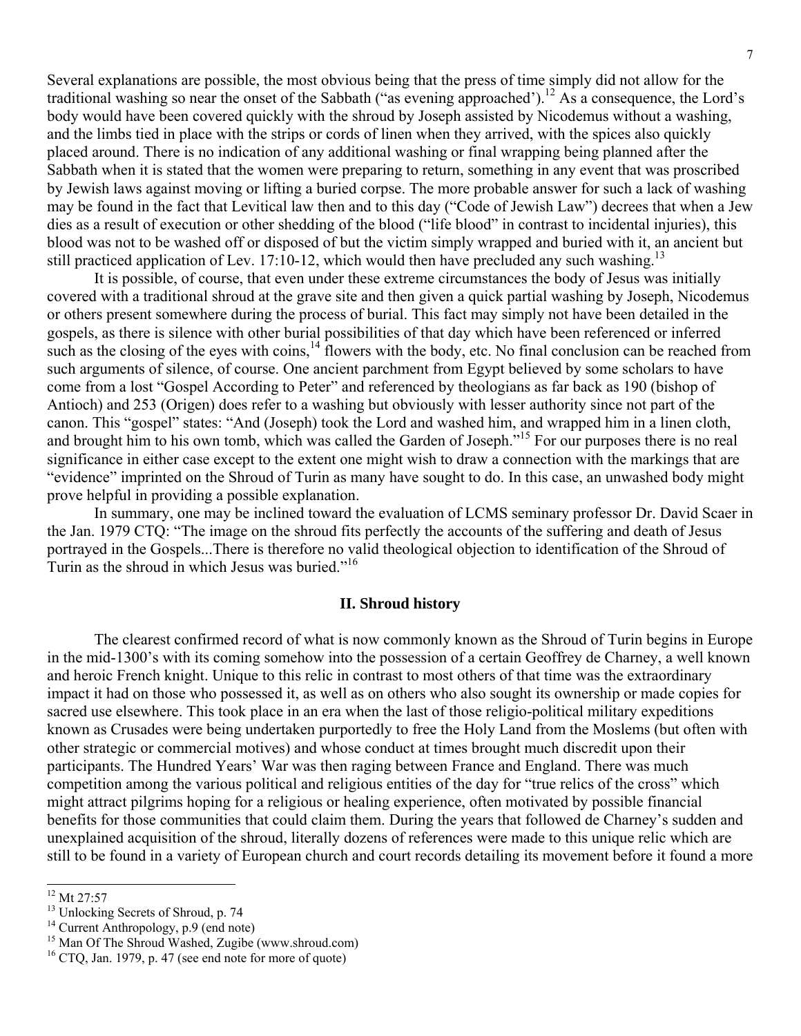Several explanations are possible, the most obvious being that the press of time simply did not allow for the traditional washing so near the onset of the Sabbath ("as evening approached').[12] As a consequence, the Lord's body would have been covered quickly with the shroud by Joseph assisted by Nicodemus without a washing, and the limbs tied in place with the strips or cords of linen when they arrived, with the spices also quickly placed around. There is no indication of any additional washing or final wrapping being planned after the Sabbath when it is stated that the women were preparing to return, something in any event that was proscribed by Jewish laws against moving or lifting a buried corpse. The more probable answer for such a lack of washing may be found in the fact that Levitical law then and to this day ("Code of Jewish Law") decrees that when a Jew dies as a result of execution or other shedding of the blood ("life blood" in contrast to incidental injuries), this blood was not to be washed off or disposed of but the victim simply wrapped and buried with it, an ancient but still practiced application of Lev. 17:10-12, which would then have precluded any such washing.[13]

It is possible, of course, that even under these extreme circumstances the body of Jesus was initially covered with a traditional shroud at the grave site and then given a quick partial washing by Joseph, Nicodemus or others present somewhere during the process of burial. This fact may simply not have been detailed in the gospels, as there is silence with other burial possibilities of that day which have been referenced or inferred such as the closing of the eyes with coins,[14] flowers with the body, etc. No final conclusion can be reached from such arguments of silence, of course. One ancient parchment from Egypt believed by some scholars to have come from a lost "Gospel According to Peter" and referenced by theologians as far back as 190 (bishop of Antioch) and 253 (Origen) does refer to a washing but obviously with lesser authority since not part of the canon. This "gospel" states: "And (Joseph) took the Lord and washed him, and wrapped him in a linen cloth, and brought him to his own tomb, which was called the Garden of Joseph."[15] For our purposes there is no real significance in either case except to the extent one might wish to draw a connection with the markings that are "evidence" imprinted on the Shroud of Turin as many have sought to do. In this case, an unwashed body might prove helpful in providing a possible explanation.

In summary, one may be inclined toward the evaluation of LCMS seminary professor Dr. David Scaer in the Jan. 1979 CTQ: "The image on the shroud fits perfectly the accounts of the suffering and death of Jesus portrayed in the Gospels...There is therefore no valid theological objection to identification of the Shroud of Turin as the shroud in which Jesus was buried."[16]

## II. Shroud history

The clearest confirmed record of what is now commonly known as the Shroud of Turin begins in Europe in the mid-1300's with its coming somehow into the possession of a certain Geoffrey de Charney, a well known and heroic French knight. Unique to this relic in contrast to most others of that time was the extraordinary impact it had on those who possessed it, as well as on others who also sought its ownership or made copies for sacred use elsewhere. This took place in an era when the last of those religio-political military expeditions known as Crusades were being undertaken purportedly to free the Holy Land from the Moslems (but often with other strategic or commercial motives) and whose conduct at times brought much discredit upon their participants. The Hundred Years' War was then raging between France and England. There was much competition among the various political and religious entities of the day for "true relics of the cross" which might attract pilgrims hoping for a religious or healing experience, often motivated by possible financial benefits for those communities that could claim them. During the years that followed de Charney's sudden and unexplained acquisition of the shroud, literally dozens of references were made to this unique relic which are still to be found in a variety of European church and court records detailing its movement before it found a more

---

[12] Mt 27:57

[13] Unlocking Secrets of Shroud, p. 74

[14] Current Anthropology, p.9 (end note)

[15] Man Of The Shroud Washed, Zugibe (www.shroud.com)

[16] CTQ, Jan. 1979, p. 47 (see end note for more of quote)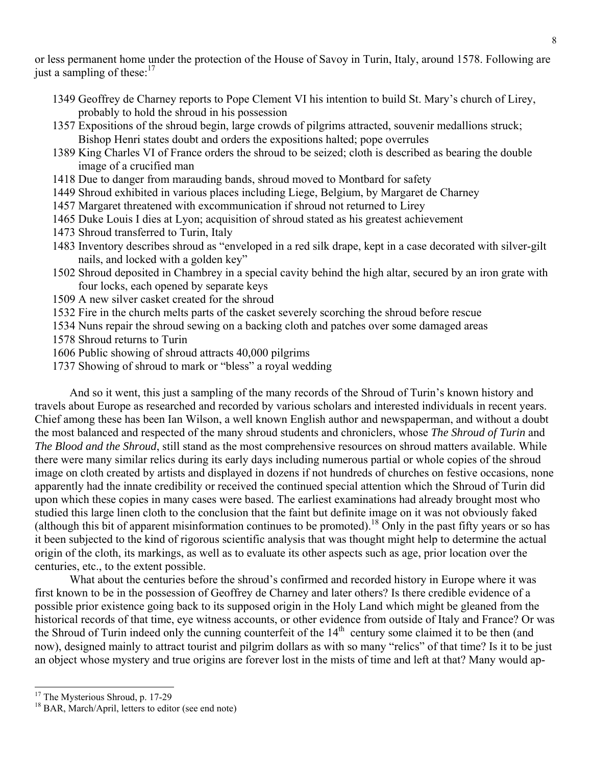or less permanent home under the protection of the House of Savoy in Turin, Italy, around 1578. Following are just a sampling of these:[17]

- 1349 Geoffrey de Charney reports to Pope Clement VI his intention to build St. Mary's church of Lirey, probably to hold the shroud in his possession
- 1357 Expositions of the shroud begin, large crowds of pilgrims attracted, souvenir medallions struck; Bishop Henri states doubt and orders the expositions halted; pope overrules
- 1389 King Charles VI of France orders the shroud to be seized; cloth is described as bearing the double image of a crucified man
- 1418 Due to danger from marauding bands, shroud moved to Montbard for safety
- 1449 Shroud exhibited in various places including Liege, Belgium, by Margaret de Charney
- 1457 Margaret threatened with excommunication if shroud not returned to Lirey
- 1465 Duke Louis I dies at Lyon; acquisition of shroud stated as his greatest achievement
- 1473 Shroud transferred to Turin, Italy
- 1483 Inventory describes shroud as "enveloped in a red silk drape, kept in a case decorated with silver-gilt nails, and locked with a golden key"
- 1502 Shroud deposited in Chambrey in a special cavity behind the high altar, secured by an iron grate with four locks, each opened by separate keys
- 1509 A new silver casket created for the shroud
- 1532 Fire in the church melts parts of the casket severely scorching the shroud before rescue
- 1534 Nuns repair the shroud sewing on a backing cloth and patches over some damaged areas
- 1578 Shroud returns to Turin
- 1606 Public showing of shroud attracts 40,000 pilgrims
- 1737 Showing of shroud to mark or "bless" a royal wedding

And so it went, this just a sampling of the many records of the Shroud of Turin's known history and travels about Europe as researched and recorded by various scholars and interested individuals in recent years. Chief among these has been Ian Wilson, a well known English author and newspaperman, and without a doubt the most balanced and respected of the many shroud students and chroniclers, whose *The Shroud of Turin* and *The Blood and the Shroud*, still stand as the most comprehensive resources on shroud matters available. While there were many similar relics during its early days including numerous partial or whole copies of the shroud image on cloth created by artists and displayed in dozens if not hundreds of churches on festive occasions, none apparently had the innate credibility or received the continued special attention which the Shroud of Turin did upon which these copies in many cases were based. The earliest examinations had already brought most who studied this large linen cloth to the conclusion that the faint but definite image on it was not obviously faked (although this bit of apparent misinformation continues to be promoted).[18] Only in the past fifty years or so has it been subjected to the kind of rigorous scientific analysis that was thought might help to determine the actual origin of the cloth, its markings, as well as to evaluate its other aspects such as age, prior location over the centuries, etc., to the extent possible.

What about the centuries before the shroud's confirmed and recorded history in Europe where it was first known to be in the possession of Geoffrey de Charney and later others? Is there credible evidence of a possible prior existence going back to its supposed origin in the Holy Land which might be gleaned from the historical records of that time, eye witness accounts, or other evidence from outside of Italy and France? Or was the Shroud of Turin indeed only the cunning counterfeit of the 14th century some claimed it to be then (and now), designed mainly to attract tourist and pilgrim dollars as with so many "relics" of that time? Is it to be just an object whose mystery and true origins are forever lost in the mists of time and left at that? Many would ap-

---

[17] The Mysterious Shroud, p. 17-29

[18] BAR, March/April, letters to editor (see end note)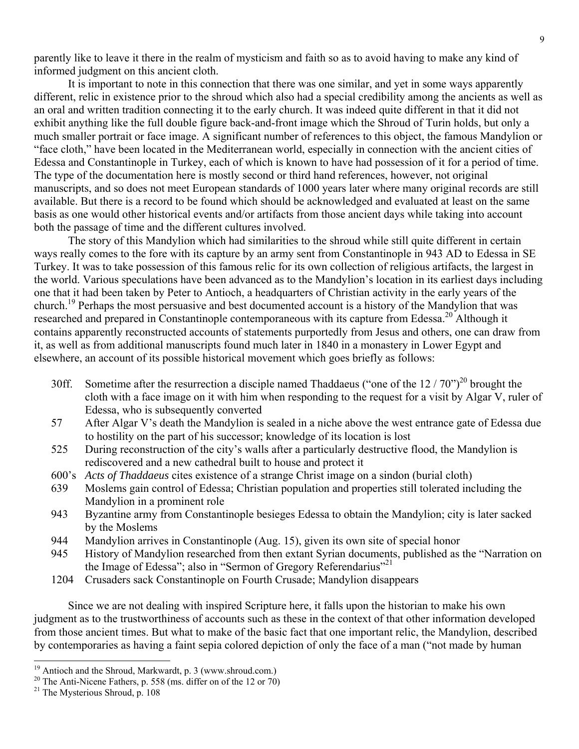parently like to leave it there in the realm of mysticism and faith so as to avoid having to make any kind of informed judgment on this ancient cloth.

It is important to note in this connection that there was one similar, and yet in some ways apparently different, relic in existence prior to the shroud which also had a special credibility among the ancients as well as an oral and written tradition connecting it to the early church. It was indeed quite different in that it did not exhibit anything like the full double figure back-and-front image which the Shroud of Turin holds, but only a much smaller portrait or face image. A significant number of references to this object, the famous Mandylion or "face cloth," have been located in the Mediterranean world, especially in connection with the ancient cities of Edessa and Constantinople in Turkey, each of which is known to have had possession of it for a period of time. The type of the documentation here is mostly second or third hand references, however, not original manuscripts, and so does not meet European standards of 1000 years later where many original records are still available. But there is a record to be found which should be acknowledged and evaluated at least on the same basis as one would other historical events and/or artifacts from those ancient days while taking into account both the passage of time and the different cultures involved.

The story of this Mandylion which had similarities to the shroud while still quite different in certain ways really comes to the fore with its capture by an army sent from Constantinople in 943 AD to Edessa in SE Turkey. It was to take possession of this famous relic for its own collection of religious artifacts, the largest in the world. Various speculations have been advanced as to the Mandylion's location in its earliest days including one that it had been taken by Peter to Antioch, a headquarters of Christian activity in the early years of the church.[19] Perhaps the most persuasive and best documented account is a history of the Mandylion that was researched and prepared in Constantinople contemporaneous with its capture from Edessa.[20] Although it contains apparently reconstructed accounts of statements purportedly from Jesus and others, one can draw from it, as well as from additional manuscripts found much later in 1840 in a monastery in Lower Egypt and elsewhere, an account of its possible historical movement which goes briefly as follows:

- 30ff. Sometime after the resurrection a disciple named Thaddaeus ("one of the 12 / 70")[20] brought the cloth with a face image on it with him when responding to the request for a visit by Algar V, ruler of Edessa, who is subsequently converted
- 57 After Algar V's death the Mandylion is sealed in a niche above the west entrance gate of Edessa due to hostility on the part of his successor; knowledge of its location is lost
- 525 During reconstruction of the city's walls after a particularly destructive flood, the Mandylion is rediscovered and a new cathedral built to house and protect it
- 600's *Acts of Thaddaeus* cites existence of a strange Christ image on a sindon (burial cloth)
- 639 Moslems gain control of Edessa; Christian population and properties still tolerated including the Mandylion in a prominent role
- 943 Byzantine army from Constantinople besieges Edessa to obtain the Mandylion; city is later sacked by the Moslems
- 944 Mandylion arrives in Constantinople (Aug. 15), given its own site of special honor
- 945 History of Mandylion researched from then extant Syrian documents, published as the "Narration on the Image of Edessa"; also in "Sermon of Gregory Referendarius"[21]
- 1204 Crusaders sack Constantinople on Fourth Crusade; Mandylion disappears

Since we are not dealing with inspired Scripture here, it falls upon the historian to make his own judgment as to the trustworthiness of accounts such as these in the context of that other information developed from those ancient times. But what to make of the basic fact that one important relic, the Mandylion, described by contemporaries as having a faint sepia colored depiction of only the face of a man ("not made by human

---

[19] Antioch and the Shroud, Markwardt, p. 3 (www.shroud.com.)

[20] The Anti-Nicene Fathers, p. 558 (ms. differ on of the 12 or 70)

[21] The Mysterious Shroud, p. 108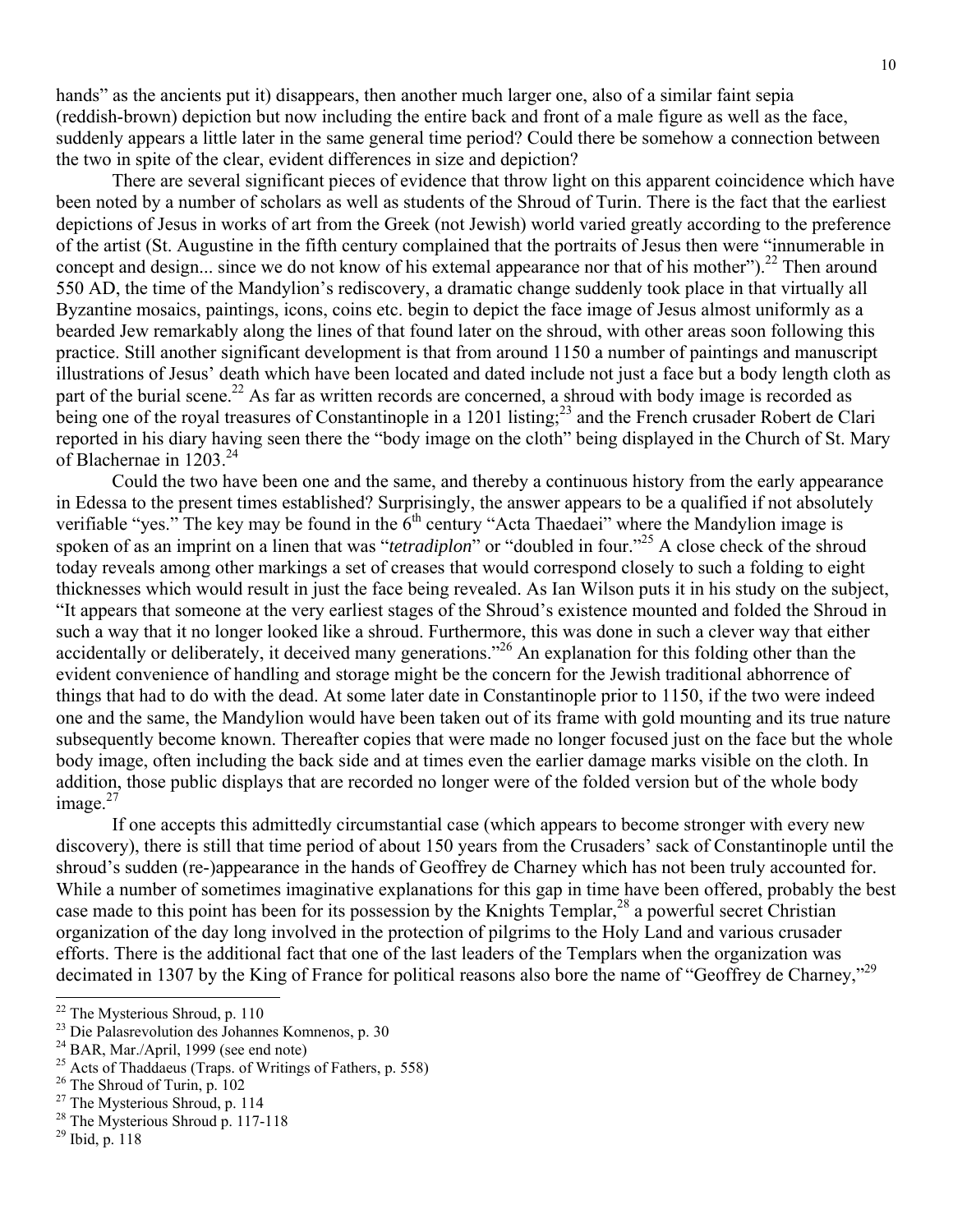hands" as the ancients put it) disappears, then another much larger one, also of a similar faint sepia (reddish-brown) depiction but now including the entire back and front of a male figure as well as the face, suddenly appears a little later in the same general time period? Could there be somehow a connection between the two in spite of the clear, evident differences in size and depiction?

There are several significant pieces of evidence that throw light on this apparent coincidence which have been noted by a number of scholars as well as students of the Shroud of Turin. There is the fact that the earliest depictions of Jesus in works of art from the Greek (not Jewish) world varied greatly according to the preference of the artist (St. Augustine in the fifth century complained that the portraits of Jesus then were "innumerable in concept and design... since we do not know of his extemal appearance nor that of his mother").[22] Then around 550 AD, the time of the Mandylion's rediscovery, a dramatic change suddenly took place in that virtually all Byzantine mosaics, paintings, icons, coins etc. begin to depict the face image of Jesus almost uniformly as a bearded Jew remarkably along the lines of that found later on the shroud, with other areas soon following this practice. Still another significant development is that from around 1150 a number of paintings and manuscript illustrations of Jesus' death which have been located and dated include not just a face but a body length cloth as part of the burial scene.[22] As far as written records are concerned, a shroud with body image is recorded as being one of the royal treasures of Constantinople in a 1201 listing;[23] and the French crusader Robert de Clari reported in his diary having seen there the "body image on the cloth" being displayed in the Church of St. Mary of Blachernae in 1203.[24]

Could the two have been one and the same, and thereby a continuous history from the early appearance in Edessa to the present times established? Surprisingly, the answer appears to be a qualified if not absolutely verifiable "yes." The key may be found in the 6th century "Acta Thaedaei" where the Mandylion image is spoken of as an imprint on a linen that was "*tetradiplon*" or "doubled in four."[25] A close check of the shroud today reveals among other markings a set of creases that would correspond closely to such a folding to eight thicknesses which would result in just the face being revealed. As Ian Wilson puts it in his study on the subject, "It appears that someone at the very earliest stages of the Shroud's existence mounted and folded the Shroud in such a way that it no longer looked like a shroud. Furthermore, this was done in such a clever way that either accidentally or deliberately, it deceived many generations."[26] An explanation for this folding other than the evident convenience of handling and storage might be the concern for the Jewish traditional abhorrence of things that had to do with the dead. At some later date in Constantinople prior to 1150, if the two were indeed one and the same, the Mandylion would have been taken out of its frame with gold mounting and its true nature subsequently become known. Thereafter copies that were made no longer focused just on the face but the whole body image, often including the back side and at times even the earlier damage marks visible on the cloth. In addition, those public displays that are recorded no longer were of the folded version but of the whole body image.[27]

If one accepts this admittedly circumstantial case (which appears to become stronger with every new discovery), there is still that time period of about 150 years from the Crusaders' sack of Constantinople until the shroud's sudden (re-)appearance in the hands of Geoffrey de Charney which has not been truly accounted for. While a number of sometimes imaginative explanations for this gap in time have been offered, probably the best case made to this point has been for its possession by the Knights Templar,[28] a powerful secret Christian organization of the day long involved in the protection of pilgrims to the Holy Land and various crusader efforts. There is the additional fact that one of the last leaders of the Templars when the organization was decimated in 1307 by the King of France for political reasons also bore the name of "Geoffrey de Charney,"[29]

---

[22] The Mysterious Shroud, p. 110
[23] Die Palasrevolution des Johannes Komnenos, p. 30
[24] BAR, Mar./April, 1999 (see end note)
[25] Acts of Thaddaeus (Traps. of Writings of Fathers, p. 558)
[26] The Shroud of Turin, p. 102
[27] The Mysterious Shroud, p. 114
[28] The Mysterious Shroud p. 117-118
[29] Ibid, p. 118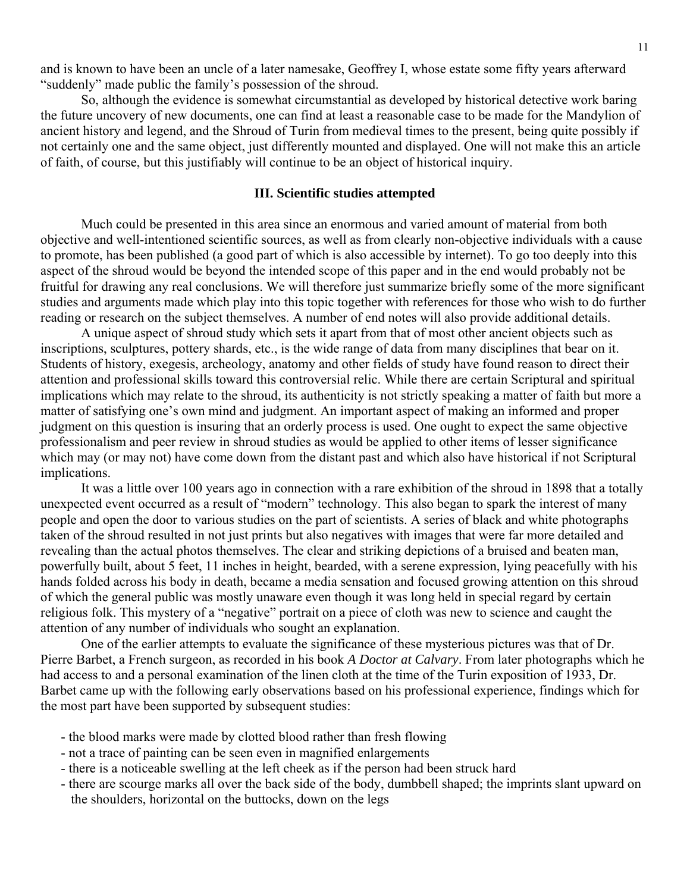and is known to have been an uncle of a later namesake, Geoffrey I, whose estate some fifty years afterward "suddenly" made public the family's possession of the shroud.

So, although the evidence is somewhat circumstantial as developed by historical detective work baring the future uncovery of new documents, one can find at least a reasonable case to be made for the Mandylion of ancient history and legend, and the Shroud of Turin from medieval times to the present, being quite possibly if not certainly one and the same object, just differently mounted and displayed. One will not make this an article of faith, of course, but this justifiably will continue to be an object of historical inquiry.

## III. Scientific studies attempted

Much could be presented in this area since an enormous and varied amount of material from both objective and well-intentioned scientific sources, as well as from clearly non-objective individuals with a cause to promote, has been published (a good part of which is also accessible by internet). To go too deeply into this aspect of the shroud would be beyond the intended scope of this paper and in the end would probably not be fruitful for drawing any real conclusions. We will therefore just summarize briefly some of the more significant studies and arguments made which play into this topic together with references for those who wish to do further reading or research on the subject themselves. A number of end notes will also provide additional details.

A unique aspect of shroud study which sets it apart from that of most other ancient objects such as inscriptions, sculptures, pottery shards, etc., is the wide range of data from many disciplines that bear on it. Students of history, exegesis, archeology, anatomy and other fields of study have found reason to direct their attention and professional skills toward this controversial relic. While there are certain Scriptural and spiritual implications which may relate to the shroud, its authenticity is not strictly speaking a matter of faith but more a matter of satisfying one's own mind and judgment. An important aspect of making an informed and proper judgment on this question is insuring that an orderly process is used. One ought to expect the same objective professionalism and peer review in shroud studies as would be applied to other items of lesser significance which may (or may not) have come down from the distant past and which also have historical if not Scriptural implications.

It was a little over 100 years ago in connection with a rare exhibition of the shroud in 1898 that a totally unexpected event occurred as a result of "modern" technology. This also began to spark the interest of many people and open the door to various studies on the part of scientists. A series of black and white photographs taken of the shroud resulted in not just prints but also negatives with images that were far more detailed and revealing than the actual photos themselves. The clear and striking depictions of a bruised and beaten man, powerfully built, about 5 feet, 11 inches in height, bearded, with a serene expression, lying peacefully with his hands folded across his body in death, became a media sensation and focused growing attention on this shroud of which the general public was mostly unaware even though it was long held in special regard by certain religious folk. This mystery of a "negative" portrait on a piece of cloth was new to science and caught the attention of any number of individuals who sought an explanation.

One of the earlier attempts to evaluate the significance of these mysterious pictures was that of Dr. Pierre Barbet, a French surgeon, as recorded in his book *A Doctor at Calvary*. From later photographs which he had access to and a personal examination of the linen cloth at the time of the Turin exposition of 1933, Dr. Barbet came up with the following early observations based on his professional experience, findings which for the most part have been supported by subsequent studies:

- the blood marks were made by clotted blood rather than fresh flowing
- not a trace of painting can be seen even in magnified enlargements
- there is a noticeable swelling at the left cheek as if the person had been struck hard
- there are scourge marks all over the back side of the body, dumbbell shaped; the imprints slant upward on the shoulders, horizontal on the buttocks, down on the legs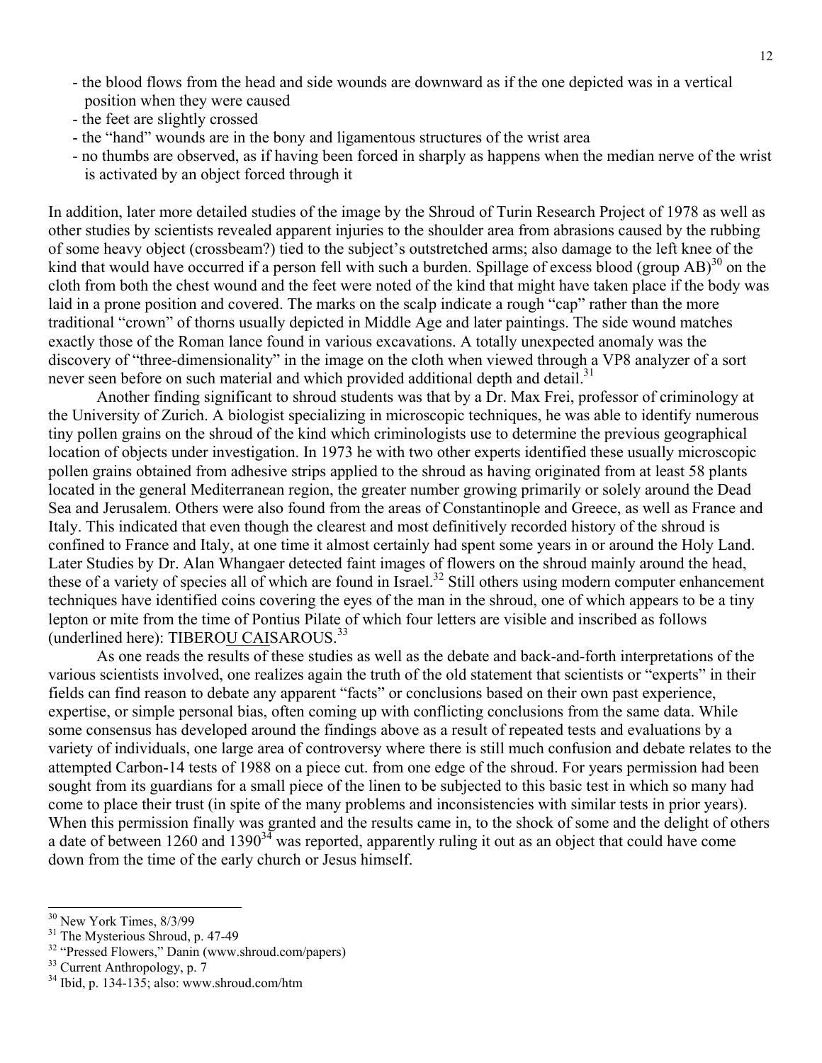- the blood flows from the head and side wounds are downward as if the one depicted was in a vertical position when they were caused
- the feet are slightly crossed
- the "hand" wounds are in the bony and ligamentous structures of the wrist area
- no thumbs are observed, as if having been forced in sharply as happens when the median nerve of the wrist is activated by an object forced through it

In addition, later more detailed studies of the image by the Shroud of Turin Research Project of 1978 as well as other studies by scientists revealed apparent injuries to the shoulder area from abrasions caused by the rubbing of some heavy object (crossbeam?) tied to the subject's outstretched arms; also damage to the left knee of the kind that would have occurred if a person fell with such a burden. Spillage of excess blood (group AB)[30] on the cloth from both the chest wound and the feet were noted of the kind that might have taken place if the body was laid in a prone position and covered. The marks on the scalp indicate a rough "cap" rather than the more traditional "crown" of thorns usually depicted in Middle Age and later paintings. The side wound matches exactly those of the Roman lance found in various excavations. A totally unexpected anomaly was the discovery of "three-dimensionality" in the image on the cloth when viewed through a VP8 analyzer of a sort never seen before on such material and which provided additional depth and detail.[31]

Another finding significant to shroud students was that by a Dr. Max Frei, professor of criminology at the University of Zurich. A biologist specializing in microscopic techniques, he was able to identify numerous tiny pollen grains on the shroud of the kind which criminologists use to determine the previous geographical location of objects under investigation. In 1973 he with two other experts identified these usually microscopic pollen grains obtained from adhesive strips applied to the shroud as having originated from at least 58 plants located in the general Mediterranean region, the greater number growing primarily or solely around the Dead Sea and Jerusalem. Others were also found from the areas of Constantinople and Greece, as well as France and Italy. This indicated that even though the clearest and most definitively recorded history of the shroud is confined to France and Italy, at one time it almost certainly had spent some years in or around the Holy Land. Later Studies by Dr. Alan Whangaer detected faint images of flowers on the shroud mainly around the head, these of a variety of species all of which are found in Israel.[32] Still others using modern computer enhancement techniques have identified coins covering the eyes of the man in the shroud, one of which appears to be a tiny lepton or mite from the time of Pontius Pilate of which four letters are visible and inscribed as follows (underlined here): TIBERO<u>U CAI</u>SAROUS.[33]

As one reads the results of these studies as well as the debate and back-and-forth interpretations of the various scientists involved, one realizes again the truth of the old statement that scientists or "experts" in their fields can find reason to debate any apparent "facts" or conclusions based on their own past experience, expertise, or simple personal bias, often coming up with conflicting conclusions from the same data. While some consensus has developed around the findings above as a result of repeated tests and evaluations by a variety of individuals, one large area of controversy where there is still much confusion and debate relates to the attempted Carbon-14 tests of 1988 on a piece cut. from one edge of the shroud. For years permission had been sought from its guardians for a small piece of the linen to be subjected to this basic test in which so many had come to place their trust (in spite of the many problems and inconsistencies with similar tests in prior years). When this permission finally was granted and the results came in, to the shock of some and the delight of others a date of between 1260 and 1390[34] was reported, apparently ruling it out as an object that could have come down from the time of the early church or Jesus himself.

---

[30] New York Times, 8/3/99

[31] The Mysterious Shroud, p. 47-49

[32] "Pressed Flowers," Danin (www.shroud.com/papers)

[33] Current Anthropology, p. 7

[34] Ibid, p. 134-135; also: www.shroud.com/htm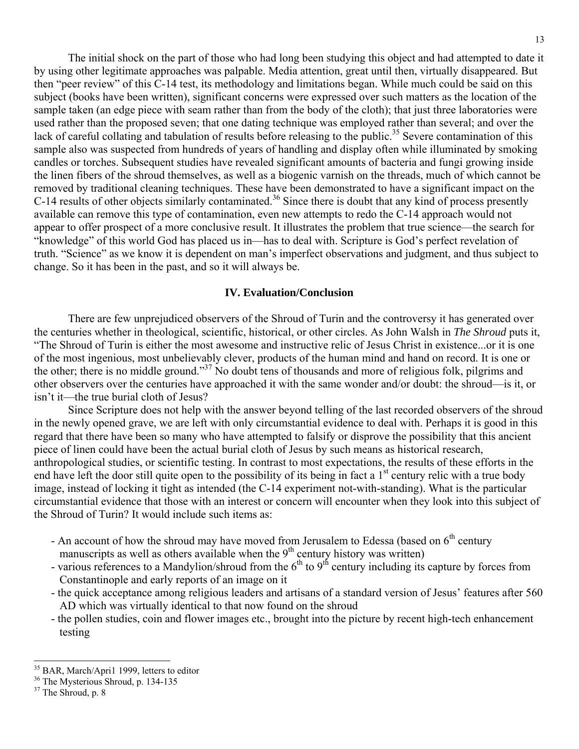The initial shock on the part of those who had long been studying this object and had attempted to date it by using other legitimate approaches was palpable. Media attention, great until then, virtually disappeared. But then "peer review" of this C-14 test, its methodology and limitations began. While much could be said on this subject (books have been written), significant concerns were expressed over such matters as the location of the sample taken (an edge piece with seam rather than from the body of the cloth); that just three laboratories were used rather than the proposed seven; that one dating technique was employed rather than several; and over the lack of careful collating and tabulation of results before releasing to the public.[35] Severe contamination of this sample also was suspected from hundreds of years of handling and display often while illuminated by smoking candles or torches. Subsequent studies have revealed significant amounts of bacteria and fungi growing inside the linen fibers of the shroud themselves, as well as a biogenic varnish on the threads, much of which cannot be removed by traditional cleaning techniques. These have been demonstrated to have a significant impact on the C-14 results of other objects similarly contaminated.[36] Since there is doubt that any kind of process presently available can remove this type of contamination, even new attempts to redo the C-14 approach would not appear to offer prospect of a more conclusive result. It illustrates the problem that true science—the search for "knowledge" of this world God has placed us in—has to deal with. Scripture is God's perfect revelation of truth. "Science" as we know it is dependent on man's imperfect observations and judgment, and thus subject to change. So it has been in the past, and so it will always be.

## IV. Evaluation/Conclusion

There are few unprejudiced observers of the Shroud of Turin and the controversy it has generated over the centuries whether in theological, scientific, historical, or other circles. As John Walsh in *The Shroud* puts it, "The Shroud of Turin is either the most awesome and instructive relic of Jesus Christ in existence...or it is one of the most ingenious, most unbelievably clever, products of the human mind and hand on record. It is one or the other; there is no middle ground."[37] No doubt tens of thousands and more of religious folk, pilgrims and other observers over the centuries have approached it with the same wonder and/or doubt: the shroud—is it, or isn't it—the true burial cloth of Jesus?

Since Scripture does not help with the answer beyond telling of the last recorded observers of the shroud in the newly opened grave, we are left with only circumstantial evidence to deal with. Perhaps it is good in this regard that there have been so many who have attempted to falsify or disprove the possibility that this ancient piece of linen could have been the actual burial cloth of Jesus by such means as historical research, anthropological studies, or scientific testing. In contrast to most expectations, the results of these efforts in the end have left the door still quite open to the possibility of its being in fact a 1st century relic with a true body image, instead of locking it tight as intended (the C-14 experiment not-with-standing). What is the particular circumstantial evidence that those with an interest or concern will encounter when they look into this subject of the Shroud of Turin? It would include such items as:

- An account of how the shroud may have moved from Jerusalem to Edessa (based on 6th century manuscripts as well as others available when the 9th century history was written)
- various references to a Mandylion/shroud from the 6th to 9th century including its capture by forces from Constantinople and early reports of an image on it
- the quick acceptance among religious leaders and artisans of a standard version of Jesus' features after 560 AD which was virtually identical to that now found on the shroud
- the pollen studies, coin and flower images etc., brought into the picture by recent high-tech enhancement testing

---

[35] BAR, March/Apri1 1999, letters to editor

[36] The Mysterious Shroud, p. 134-135

[37] The Shroud, p. 8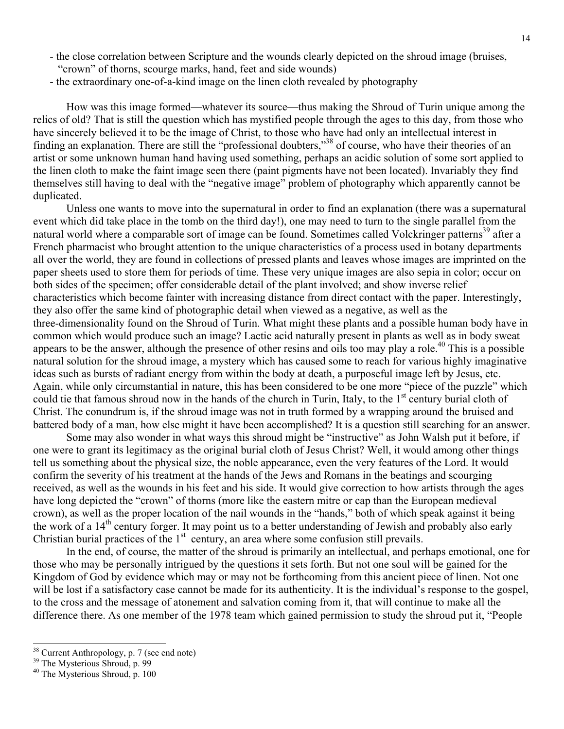- the close correlation between Scripture and the wounds clearly depicted on the shroud image (bruises, "crown" of thorns, scourge marks, hand, feet and side wounds)
- the extraordinary one-of-a-kind image on the linen cloth revealed by photography

How was this image formed—whatever its source—thus making the Shroud of Turin unique among the relics of old? That is still the question which has mystified people through the ages to this day, from those who have sincerely believed it to be the image of Christ, to those who have had only an intellectual interest in finding an explanation. There are still the "professional doubters,"[38] of course, who have their theories of an artist or some unknown human hand having used something, perhaps an acidic solution of some sort applied to the linen cloth to make the faint image seen there (paint pigments have not been located). Invariably they find themselves still having to deal with the "negative image" problem of photography which apparently cannot be duplicated.

Unless one wants to move into the supernatural in order to find an explanation (there was a supernatural event which did take place in the tomb on the third day!), one may need to turn to the single parallel from the natural world where a comparable sort of image can be found. Sometimes called Volckringer patterns[39] after a French pharmacist who brought attention to the unique characteristics of a process used in botany departments all over the world, they are found in collections of pressed plants and leaves whose images are imprinted on the paper sheets used to store them for periods of time. These very unique images are also sepia in color; occur on both sides of the specimen; offer considerable detail of the plant involved; and show inverse relief characteristics which become fainter with increasing distance from direct contact with the paper. Interestingly, they also offer the same kind of photographic detail when viewed as a negative, as well as the three-dimensionality found on the Shroud of Turin. What might these plants and a possible human body have in common which would produce such an image? Lactic acid naturally present in plants as well as in body sweat appears to be the answer, although the presence of other resins and oils too may play a role.[40] This is a possible natural solution for the shroud image, a mystery which has caused some to reach for various highly imaginative ideas such as bursts of radiant energy from within the body at death, a purposeful image left by Jesus, etc. Again, while only circumstantial in nature, this has been considered to be one more "piece of the puzzle" which could tie that famous shroud now in the hands of the church in Turin, Italy, to the 1st century burial cloth of Christ. The conundrum is, if the shroud image was not in truth formed by a wrapping around the bruised and battered body of a man, how else might it have been accomplished? It is a question still searching for an answer.

Some may also wonder in what ways this shroud might be "instructive" as John Walsh put it before, if one were to grant its legitimacy as the original burial cloth of Jesus Christ? Well, it would among other things tell us something about the physical size, the noble appearance, even the very features of the Lord. It would confirm the severity of his treatment at the hands of the Jews and Romans in the beatings and scourging received, as well as the wounds in his feet and his side. It would give correction to how artists through the ages have long depicted the "crown" of thorns (more like the eastern mitre or cap than the European medieval crown), as well as the proper location of the nail wounds in the "hands," both of which speak against it being the work of a 14th century forger. It may point us to a better understanding of Jewish and probably also early Christian burial practices of the 1st century, an area where some confusion still prevails.

In the end, of course, the matter of the shroud is primarily an intellectual, and perhaps emotional, one for those who may be personally intrigued by the questions it sets forth. But not one soul will be gained for the Kingdom of God by evidence which may or may not be forthcoming from this ancient piece of linen. Not one will be lost if a satisfactory case cannot be made for its authenticity. It is the individual's response to the gospel, to the cross and the message of atonement and salvation coming from it, that will continue to make all the difference there. As one member of the 1978 team which gained permission to study the shroud put it, "People

---

[38] Current Anthropology, p. 7 (see end note)

[39] The Mysterious Shroud, p. 99

[40] The Mysterious Shroud, p. 100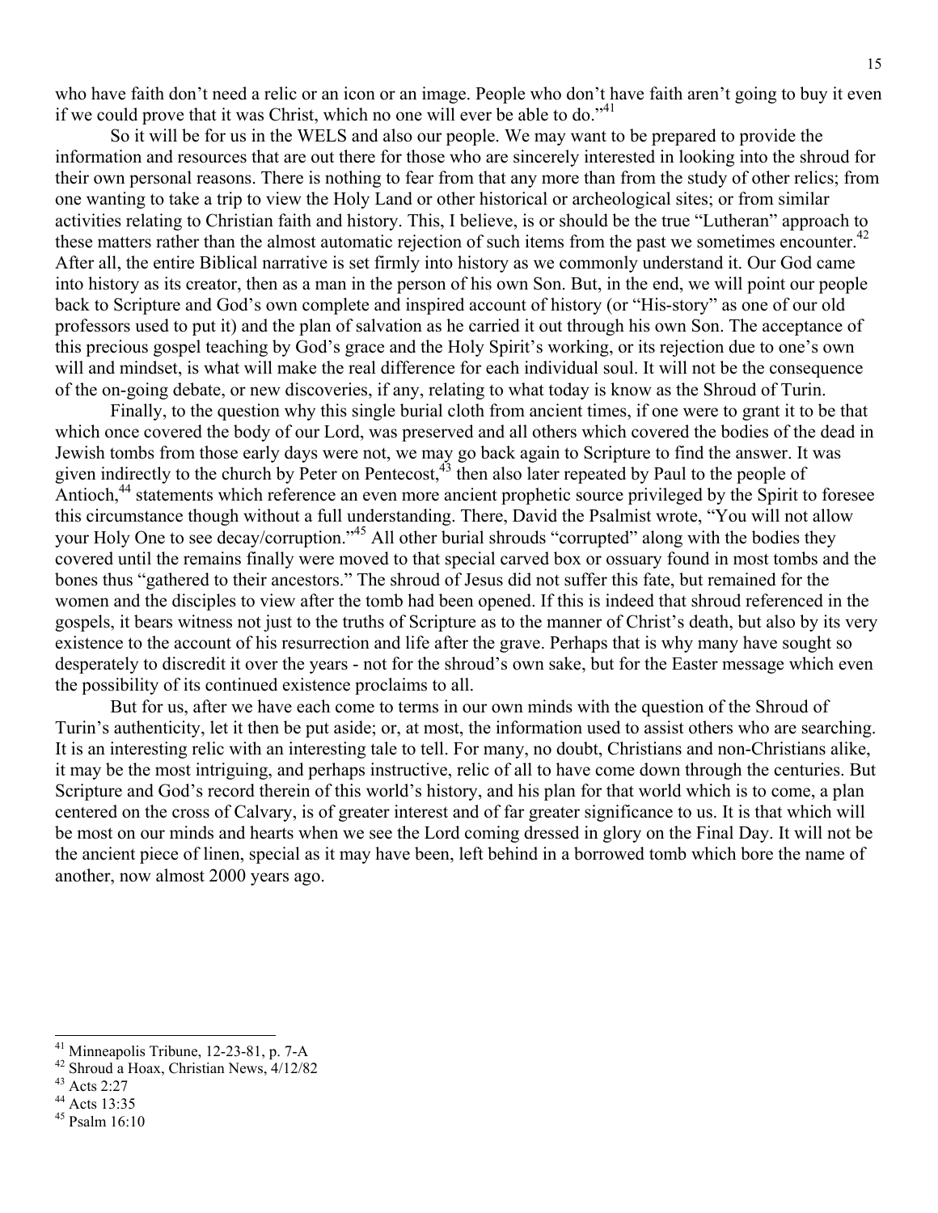who have faith don't need a relic or an icon or an image. People who don't have faith aren't going to buy it even if we could prove that it was Christ, which no one will ever be able to do."[41]

So it will be for us in the WELS and also our people. We may want to be prepared to provide the information and resources that are out there for those who are sincerely interested in looking into the shroud for their own personal reasons. There is nothing to fear from that any more than from the study of other relics; from one wanting to take a trip to view the Holy Land or other historical or archeological sites; or from similar activities relating to Christian faith and history. This, I believe, is or should be the true "Lutheran" approach to these matters rather than the almost automatic rejection of such items from the past we sometimes encounter.[42] After all, the entire Biblical narrative is set firmly into history as we commonly understand it. Our God came into history as its creator, then as a man in the person of his own Son. But, in the end, we will point our people back to Scripture and God's own complete and inspired account of history (or "His-story" as one of our old professors used to put it) and the plan of salvation as he carried it out through his own Son. The acceptance of this precious gospel teaching by God's grace and the Holy Spirit's working, or its rejection due to one's own will and mindset, is what will make the real difference for each individual soul. It will not be the consequence of the on-going debate, or new discoveries, if any, relating to what today is know as the Shroud of Turin.

Finally, to the question why this single burial cloth from ancient times, if one were to grant it to be that which once covered the body of our Lord, was preserved and all others which covered the bodies of the dead in Jewish tombs from those early days were not, we may go back again to Scripture to find the answer. It was given indirectly to the church by Peter on Pentecost,[43] then also later repeated by Paul to the people of Antioch,[44] statements which reference an even more ancient prophetic source privileged by the Spirit to foresee this circumstance though without a full understanding. There, David the Psalmist wrote, "You will not allow your Holy One to see decay/corruption."[45] All other burial shrouds "corrupted" along with the bodies they covered until the remains finally were moved to that special carved box or ossuary found in most tombs and the bones thus "gathered to their ancestors." The shroud of Jesus did not suffer this fate, but remained for the women and the disciples to view after the tomb had been opened. If this is indeed that shroud referenced in the gospels, it bears witness not just to the truths of Scripture as to the manner of Christ's death, but also by its very existence to the account of his resurrection and life after the grave. Perhaps that is why many have sought so desperately to discredit it over the years - not for the shroud's own sake, but for the Easter message which even the possibility of its continued existence proclaims to all.

But for us, after we have each come to terms in our own minds with the question of the Shroud of Turin's authenticity, let it then be put aside; or, at most, the information used to assist others who are searching. It is an interesting relic with an interesting tale to tell. For many, no doubt, Christians and non-Christians alike, it may be the most intriguing, and perhaps instructive, relic of all to have come down through the centuries. But Scripture and God's record therein of this world's history, and his plan for that world which is to come, a plan centered on the cross of Calvary, is of greater interest and of far greater significance to us. It is that which will be most on our minds and hearts when we see the Lord coming dressed in glory on the Final Day. It will not be the ancient piece of linen, special as it may have been, left behind in a borrowed tomb which bore the name of another, now almost 2000 years ago.

---

[41] Minneapolis Tribune, 12-23-81, p. 7-A

[42] Shroud a Hoax, Christian News, 4/12/82

[43] Acts 2:27

[44] Acts 13:35

[45] Psalm 16:10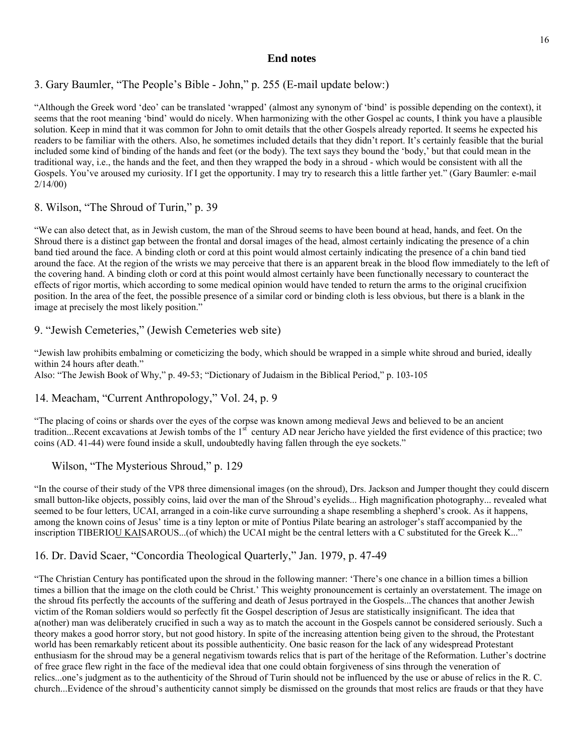## End notes

3. Gary Baumler, "The People's Bible - John," p. 255 (E-mail update below:)

"Although the Greek word 'deo' can be translated 'wrapped' (almost any synonym of 'bind' is possible depending on the context), it seems that the root meaning 'bind' would do nicely. When harmonizing with the other Gospel ac counts, I think you have a plausible solution. Keep in mind that it was common for John to omit details that the other Gospels already reported. It seems he expected his readers to be familiar with the others. Also, he sometimes included details that they didn't report. It's certainly feasible that the burial included some kind of binding of the hands and feet (or the body). The text says they bound the 'body,' but that could mean in the traditional way, i.e., the hands and the feet, and then they wrapped the body in a shroud - which would be consistent with all the Gospels. You've aroused my curiosity. If I get the opportunity. I may try to research this a little farther yet." (Gary Baumler: e-mail 2/14/00)

8. Wilson, "The Shroud of Turin," p. 39

"We can also detect that, as in Jewish custom, the man of the Shroud seems to have been bound at head, hands, and feet. On the Shroud there is a distinct gap between the frontal and dorsal images of the head, almost certainly indicating the presence of a chin band tied around the face. A binding cloth or cord at this point would almost certainly indicating the presence of a chin band tied around the face. At the region of the wrists we may perceive that there is an apparent break in the blood flow immediately to the left of the covering hand. A binding cloth or cord at this point would almost certainly have been functionally necessary to counteract the effects of rigor mortis, which according to some medical opinion would have tended to return the arms to the original crucifixion position. In the area of the feet, the possible presence of a similar cord or binding cloth is less obvious, but there is a blank in the image at precisely the most likely position."

9. "Jewish Cemeteries," (Jewish Cemeteries web site)

"Jewish law prohibits embalming or cometicizing the body, which should be wrapped in a simple white shroud and buried, ideally within 24 hours after death."
Also: "The Jewish Book of Why," p. 49-53; "Dictionary of Judaism in the Biblical Period," p. 103-105

14. Meacham, "Current Anthropology," Vol. 24, p. 9

"The placing of coins or shards over the eyes of the corpse was known among medieval Jews and believed to be an ancient tradition...Recent excavations at Jewish tombs of the 1st century AD near Jericho have yielded the first evidence of this practice; two coins (AD. 41-44) were found inside a skull, undoubtedly having fallen through the eye sockets."

Wilson, "The Mysterious Shroud," p. 129

"In the course of their study of the VP8 three dimensional images (on the shroud), Drs. Jackson and Jumper thought they could discern small button-like objects, possibly coins, laid over the man of the Shroud's eyelids... High magnification photography... revealed what seemed to be four letters, UCAI, arranged in a coin-like curve surrounding a shape resembling a shepherd's crook. As it happens, among the known coins of Jesus' time is a tiny lepton or mite of Pontius Pilate bearing an astrologer's staff accompanied by the inscription TIBERIOU KAISAROUS...(of which) the UCAI might be the central letters with a C substituted for the Greek K..."

16. Dr. David Scaer, "Concordia Theological Quarterly," Jan. 1979, p. 47-49

"The Christian Century has pontificated upon the shroud in the following manner: 'There's one chance in a billion times a billion times a billion that the image on the cloth could be Christ.' This weighty pronouncement is certainly an overstatement. The image on the shroud fits perfectly the accounts of the suffering and death of Jesus portrayed in the Gospels...The chances that another Jewish victim of the Roman soldiers would so perfectly fit the Gospel description of Jesus are statistically insignificant. The idea that a(nother) man was deliberately crucified in such a way as to match the account in the Gospels cannot be considered seriously. Such a theory makes a good horror story, but not good history. In spite of the increasing attention being given to the shroud, the Protestant world has been remarkably reticent about its possible authenticity. One basic reason for the lack of any widespread Protestant enthusiasm for the shroud may be a general negativism towards relics that is part of the heritage of the Reformation. Luther's doctrine of free grace flew right in the face of the medieval idea that one could obtain forgiveness of sins through the veneration of relics...one's judgment as to the authenticity of the Shroud of Turin should not be influenced by the use or abuse of relics in the R. C. church...Evidence of the shroud's authenticity cannot simply be dismissed on the grounds that most relics are frauds or that they have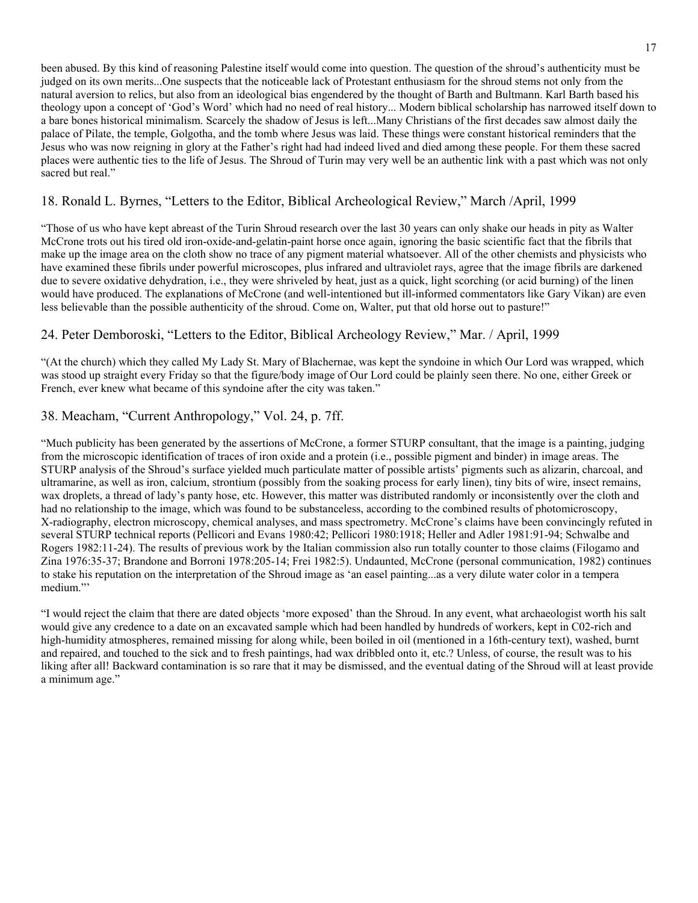been abused. By this kind of reasoning Palestine itself would come into question. The question of the shroud's authenticity must be judged on its own merits...One suspects that the noticeable lack of Protestant enthusiasm for the shroud stems not only from the natural aversion to relics, but also from an ideological bias engendered by the thought of Barth and Bultmann. Karl Barth based his theology upon a concept of 'God's Word' which had no need of real history... Modern biblical scholarship has narrowed itself down to a bare bones historical minimalism. Scarcely the shadow of Jesus is left...Many Christians of the first decades saw almost daily the palace of Pilate, the temple, Golgotha, and the tomb where Jesus was laid. These things were constant historical reminders that the Jesus who was now reigning in glory at the Father's right had had indeed lived and died among these people. For them these sacred places were authentic ties to the life of Jesus. The Shroud of Turin may very well be an authentic link with a past which was not only sacred but real."

## 18. Ronald L. Byrnes, "Letters to the Editor, Biblical Archeological Review," March /April, 1999

"Those of us who have kept abreast of the Turin Shroud research over the last 30 years can only shake our heads in pity as Walter McCrone trots out his tired old iron-oxide-and-gelatin-paint horse once again, ignoring the basic scientific fact that the fibrils that make up the image area on the cloth show no trace of any pigment material whatsoever. All of the other chemists and physicists who have examined these fibrils under powerful microscopes, plus infrared and ultraviolet rays, agree that the image fibrils are darkened due to severe oxidative dehydration, i.e., they were shriveled by heat, just as a quick, light scorching (or acid burning) of the linen would have produced. The explanations of McCrone (and well-intentioned but ill-informed commentators like Gary Vikan) are even less believable than the possible authenticity of the shroud. Come on, Walter, put that old horse out to pasture!"

## 24. Peter Demboroski, "Letters to the Editor, Biblical Archeology Review," Mar. / April, 1999

"(At the church) which they called My Lady St. Mary of Blachernae, was kept the syndoine in which Our Lord was wrapped, which was stood up straight every Friday so that the figure/body image of Our Lord could be plainly seen there. No one, either Greek or French, ever knew what became of this syndoine after the city was taken."

## 38. Meacham, "Current Anthropology," Vol. 24, p. 7ff.

"Much publicity has been generated by the assertions of McCrone, a former STURP consultant, that the image is a painting, judging from the microscopic identification of traces of iron oxide and a protein (i.e., possible pigment and binder) in image areas. The STURP analysis of the Shroud's surface yielded much particulate matter of possible artists' pigments such as alizarin, charcoal, and ultramarine, as well as iron, calcium, strontium (possibly from the soaking process for early linen), tiny bits of wire, insect remains, wax droplets, a thread of lady's panty hose, etc. However, this matter was distributed randomly or inconsistently over the cloth and had no relationship to the image, which was found to be substanceless, according to the combined results of photomicroscopy, X-radiography, electron microscopy, chemical analyses, and mass spectrometry. McCrone's claims have been convincingly refuted in several STURP technical reports (Pellicori and Evans 1980:42; Pellicori 1980:1918; Heller and Adler 1981:91-94; Schwalbe and Rogers 1982:11-24). The results of previous work by the Italian commission also run totally counter to those claims (Filogamo and Zina 1976:35-37; Brandone and Borroni 1978:205-14; Frei 1982:5). Undaunted, McCrone (personal communication, 1982) continues to stake his reputation on the interpretation of the Shroud image as 'an easel painting...as a very dilute water color in a tempera medium.'"

"I would reject the claim that there are dated objects 'more exposed' than the Shroud. In any event, what archaeologist worth his salt would give any credence to a date on an excavated sample which had been handled by hundreds of workers, kept in C02-rich and high-humidity atmospheres, remained missing for along while, been boiled in oil (mentioned in a 16th-century text), washed, burnt and repaired, and touched to the sick and to fresh paintings, had wax dribbled onto it, etc.? Unless, of course, the result was to his liking after all! Backward contamination is so rare that it may be dismissed, and the eventual dating of the Shroud will at least provide a minimum age."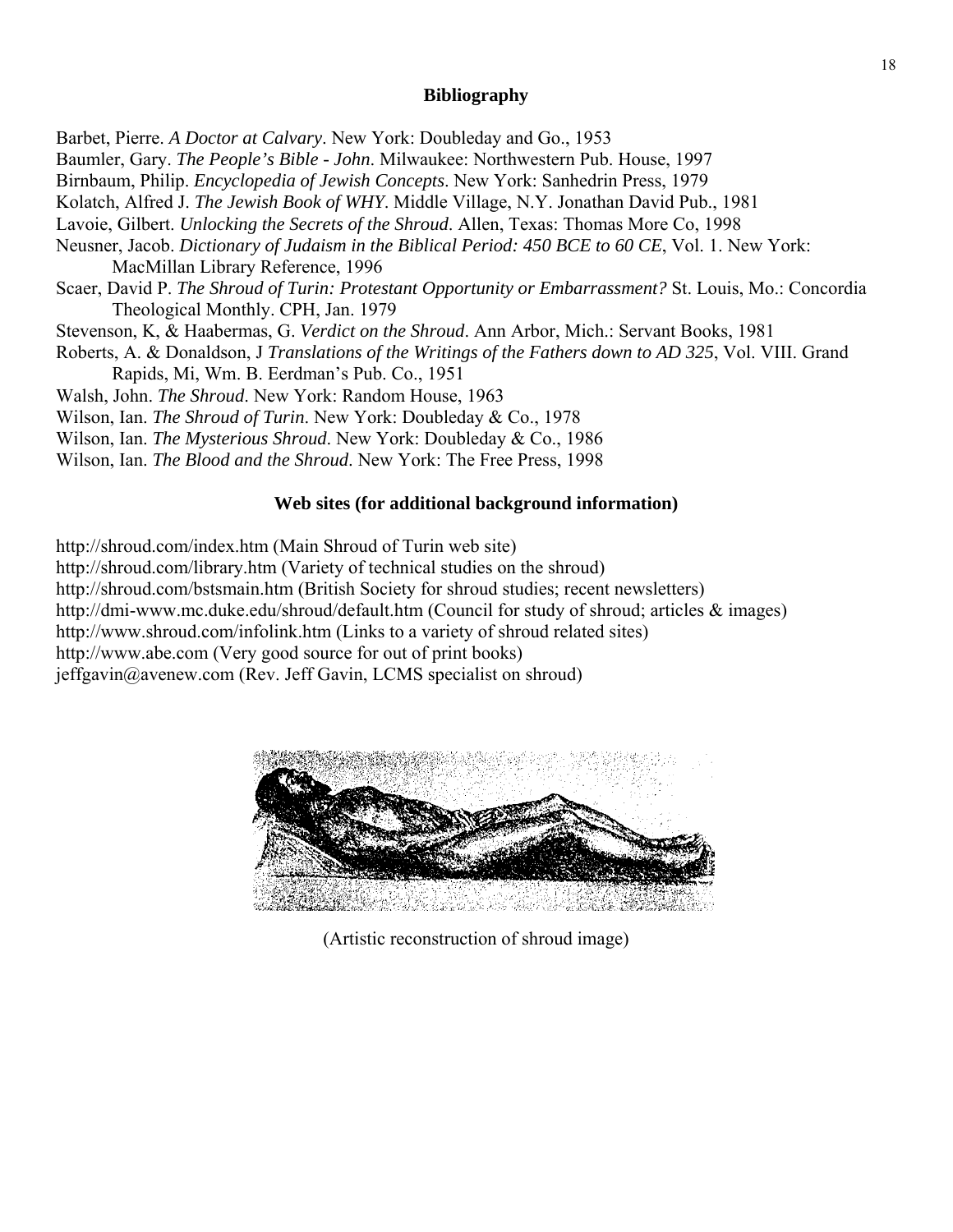## Bibliography

Barbet, Pierre. *A Doctor at Calvary*. New York: Doubleday and Go., 1953

Baumler, Gary. *The People's Bible - John*. Milwaukee: Northwestern Pub. House, 1997

Birnbaum, Philip. *Encyclopedia of Jewish Concepts*. New York: Sanhedrin Press, 1979

Kolatch, Alfred J. *The Jewish Book of WHY*. Middle Village, N.Y. Jonathan David Pub., 1981

Lavoie, Gilbert. *Unlocking the Secrets of the Shroud*. Allen, Texas: Thomas More Co, 1998

Neusner, Jacob. *Dictionary of Judaism in the Biblical Period: 450 BCE to 60 CE*, Vol. 1. New York: MacMillan Library Reference, 1996

Scaer, David P. *The Shroud of Turin: Protestant Opportunity or Embarrassment?* St. Louis, Mo.: Concordia Theological Monthly. CPH, Jan. 1979

Stevenson, K, & Haabermas, G. *Verdict on the Shroud*. Ann Arbor, Mich.: Servant Books, 1981

Roberts, A. & Donaldson, J *Translations of the Writings of the Fathers down to AD 325*, Vol. VIII. Grand Rapids, Mi, Wm. B. Eerdman's Pub. Co., 1951

Walsh, John. *The Shroud*. New York: Random House, 1963

Wilson, Ian. *The Shroud of Turin*. New York: Doubleday & Co., 1978

Wilson, Ian. *The Mysterious Shroud*. New York: Doubleday & Co., 1986

Wilson, Ian. *The Blood and the Shroud*. New York: The Free Press, 1998

## Web sites (for additional background information)

http://shroud.com/index.htm (Main Shroud of Turin web site)

http://shroud.com/library.htm (Variety of technical studies on the shroud)

http://shroud.com/bstsmain.htm (British Society for shroud studies; recent newsletters)

http://dmi-www.mc.duke.edu/shroud/default.htm (Council for study of shroud; articles & images)

http://www.shroud.com/infolink.htm (Links to a variety of shroud related sites)

http://www.abe.com (Very good source for out of print books)

jeffgavin@avenew.com (Rev. Jeff Gavin, LCMS specialist on shroud)

(Artistic reconstruction of shroud image)